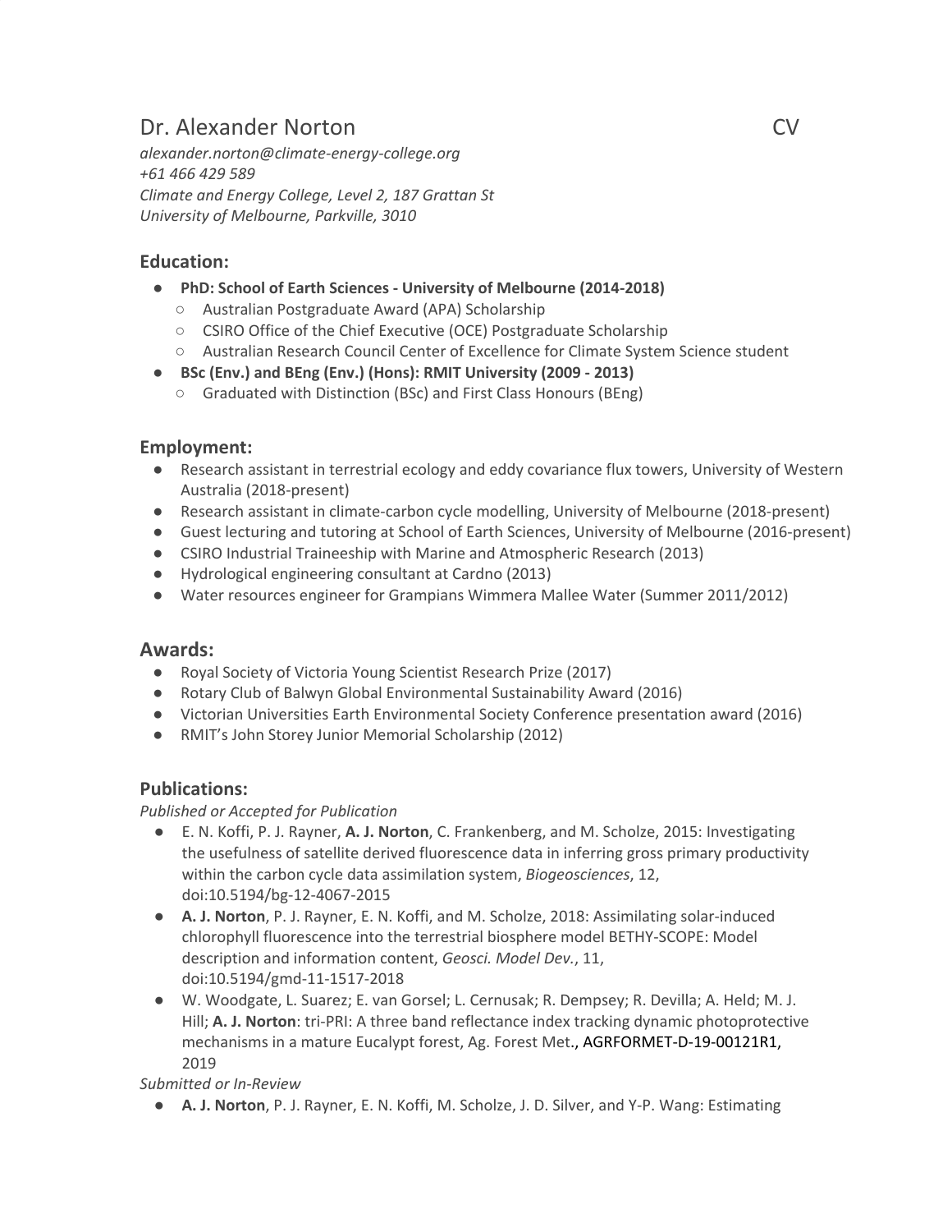# Dr. Alexander Norton CV

*alexander.norton@climate-energy-college.org*
*+61 466 429 589*
*Climate and Energy College, Level 2, 187 Grattan St*
*University of Melbourne, Parkville, 3010*

## Education:

- **PhD: School of Earth Sciences - University of Melbourne (2014-2018)**
  - Australian Postgraduate Award (APA) Scholarship
  - CSIRO Office of the Chief Executive (OCE) Postgraduate Scholarship
  - Australian Research Council Center of Excellence for Climate System Science student
- **BSc (Env.) and BEng (Env.) (Hons): RMIT University (2009 - 2013)**
  - Graduated with Distinction (BSc) and First Class Honours (BEng)

## Employment:

- Research assistant in terrestrial ecology and eddy covariance flux towers, University of Western Australia (2018-present)
- Research assistant in climate-carbon cycle modelling, University of Melbourne (2018-present)
- Guest lecturing and tutoring at School of Earth Sciences, University of Melbourne (2016-present)
- CSIRO Industrial Traineeship with Marine and Atmospheric Research (2013)
- Hydrological engineering consultant at Cardno (2013)
- Water resources engineer for Grampians Wimmera Mallee Water (Summer 2011/2012)

## Awards:

- Royal Society of Victoria Young Scientist Research Prize (2017)
- Rotary Club of Balwyn Global Environmental Sustainability Award (2016)
- Victorian Universities Earth Environmental Society Conference presentation award (2016)
- RMIT's John Storey Junior Memorial Scholarship (2012)

## Publications:

*Published or Accepted for Publication*

- E. N. Koffi, P. J. Rayner, **A. J. Norton**, C. Frankenberg, and M. Scholze, 2015: Investigating the usefulness of satellite derived fluorescence data in inferring gross primary productivity within the carbon cycle data assimilation system, *Biogeosciences*, 12, doi:10.5194/bg-12-4067-2015
- **A. J. Norton**, P. J. Rayner, E. N. Koffi, and M. Scholze, 2018: Assimilating solar-induced chlorophyll fluorescence into the terrestrial biosphere model BETHY-SCOPE: Model description and information content, *Geosci. Model Dev.*, 11, doi:10.5194/gmd-11-1517-2018
- W. Woodgate, L. Suarez; E. van Gorsel; L. Cernusak; R. Dempsey; R. Devilla; A. Held; M. J. Hill; **A. J. Norton**: tri-PRI: A three band reflectance index tracking dynamic photoprotective mechanisms in a mature Eucalypt forest, Ag. Forest Met., AGRFORMET-D-19-00121R1, 2019

*Submitted or In-Review*

- **A. J. Norton**, P. J. Rayner, E. N. Koffi, M. Scholze, J. D. Silver, and Y-P. Wang: Estimating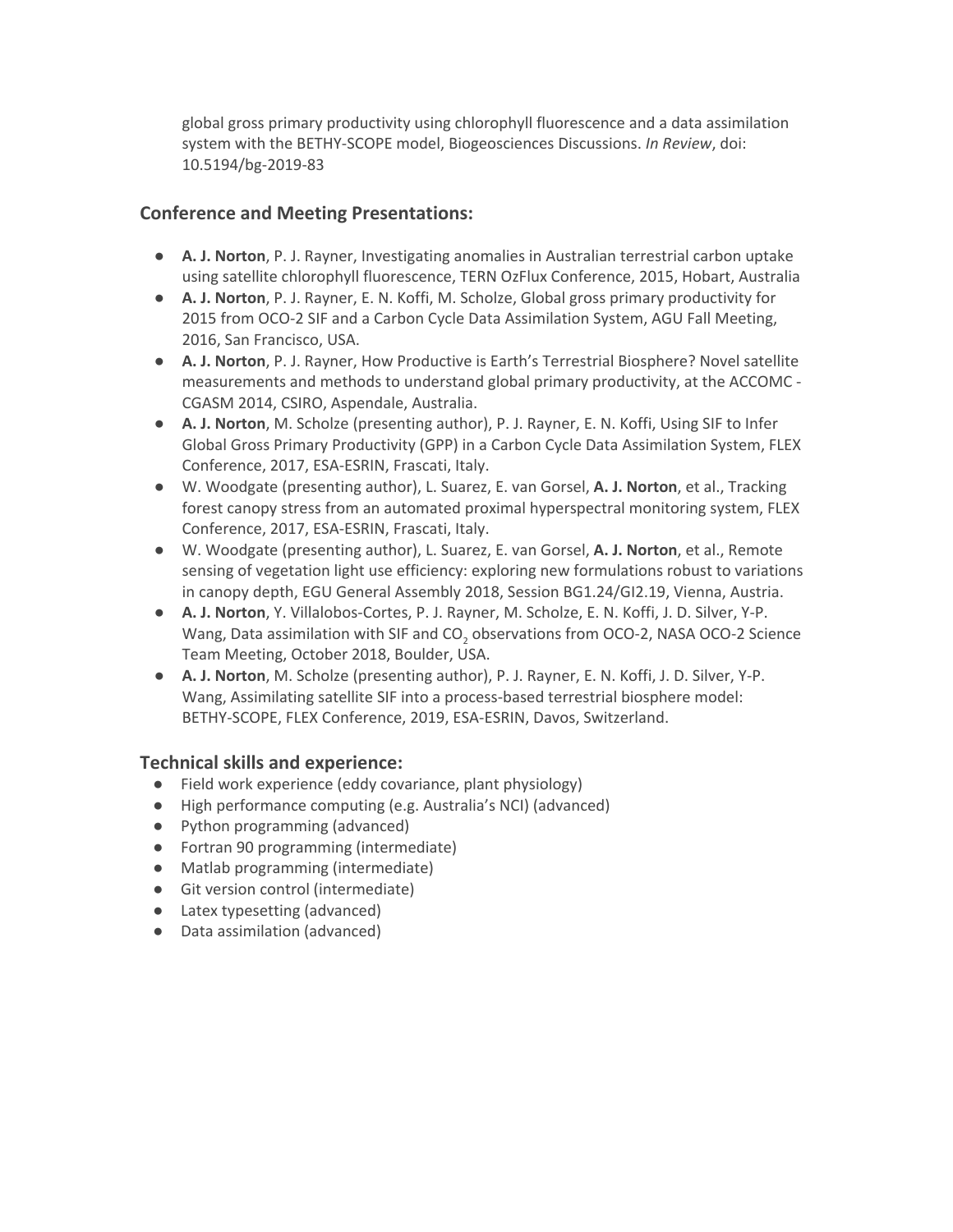global gross primary productivity using chlorophyll fluorescence and a data assimilation system with the BETHY-SCOPE model, Biogeosciences Discussions. *In Review*, doi: 10.5194/bg-2019-83

## Conference and Meeting Presentations:

- **A. J. Norton**, P. J. Rayner, Investigating anomalies in Australian terrestrial carbon uptake using satellite chlorophyll fluorescence, TERN OzFlux Conference, 2015, Hobart, Australia
- **A. J. Norton**, P. J. Rayner, E. N. Koffi, M. Scholze, Global gross primary productivity for 2015 from OCO-2 SIF and a Carbon Cycle Data Assimilation System, AGU Fall Meeting, 2016, San Francisco, USA.
- **A. J. Norton**, P. J. Rayner, How Productive is Earth's Terrestrial Biosphere? Novel satellite measurements and methods to understand global primary productivity, at the ACCOMC - CGASM 2014, CSIRO, Aspendale, Australia.
- **A. J. Norton**, M. Scholze (presenting author), P. J. Rayner, E. N. Koffi, Using SIF to Infer Global Gross Primary Productivity (GPP) in a Carbon Cycle Data Assimilation System, FLEX Conference, 2017, ESA-ESRIN, Frascati, Italy.
- W. Woodgate (presenting author), L. Suarez, E. van Gorsel, **A. J. Norton**, et al., Tracking forest canopy stress from an automated proximal hyperspectral monitoring system, FLEX Conference, 2017, ESA-ESRIN, Frascati, Italy.
- W. Woodgate (presenting author), L. Suarez, E. van Gorsel, **A. J. Norton**, et al., Remote sensing of vegetation light use efficiency: exploring new formulations robust to variations in canopy depth, EGU General Assembly 2018, Session BG1.24/GI2.19, Vienna, Austria.
- **A. J. Norton**, Y. Villalobos-Cortes, P. J. Rayner, M. Scholze, E. N. Koffi, J. D. Silver, Y-P. Wang, Data assimilation with SIF and $CO_2$ observations from OCO-2, NASA OCO-2 Science Team Meeting, October 2018, Boulder, USA.
- **A. J. Norton**, M. Scholze (presenting author), P. J. Rayner, E. N. Koffi, J. D. Silver, Y-P. Wang, Assimilating satellite SIF into a process-based terrestrial biosphere model: BETHY-SCOPE, FLEX Conference, 2019, ESA-ESRIN, Davos, Switzerland.

## Technical skills and experience:

- Field work experience (eddy covariance, plant physiology)
- High performance computing (e.g. Australia's NCI) (advanced)
- Python programming (advanced)
- Fortran 90 programming (intermediate)
- Matlab programming (intermediate)
- Git version control (intermediate)
- Latex typesetting (advanced)
- Data assimilation (advanced)